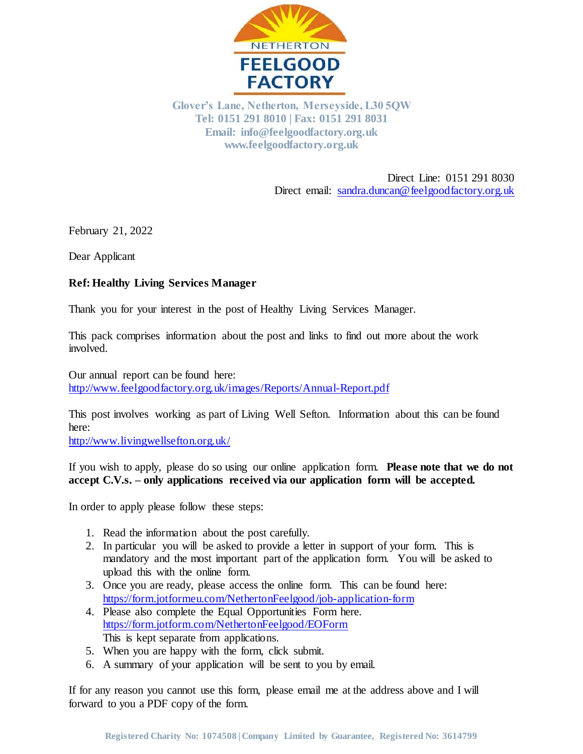NETHERTON FEELGOOD FACTORY

Glover's Lane, Netherton, Merseyside, L30 5QW
Tel: 0151 291 8010 | Fax: 0151 291 8031
Email: info@feelgoodfactory.org.uk
www.feelgoodfactory.org.uk

Direct Line: 0151 291 8030
Direct email: sandra.duncan@feelgoodfactory.org.uk

February 21, 2022

Dear Applicant

**Ref: Healthy Living Services Manager**

Thank you for your interest in the post of Healthy Living Services Manager.

This pack comprises information about the post and links to find out more about the work involved.

Our annual report can be found here:
http://www.feelgoodfactory.org.uk/images/Reports/Annual-Report.pdf

This post involves working as part of Living Well Sefton. Information about this can be found here:
http://www.livingwellsefton.org.uk/

If you wish to apply, please do so using our online application form. **Please note that we do not accept C.V.s. – only applications received via our application form will be accepted.**

In order to apply please follow these steps:

1. Read the information about the post carefully.
2. In particular you will be asked to provide a letter in support of your form. This is mandatory and the most important part of the application form. You will be asked to upload this with the online form.
3. Once you are ready, please access the online form. This can be found here: https://form.jotformeu.com/NethertonFeelgood/job-application-form
4. Please also complete the Equal Opportunities Form here. https://form.jotform.com/NethertonFeelgood/EOForm
   This is kept separate from applications.
5. When you are happy with the form, click submit.
6. A summary of your application will be sent to you by email.

If for any reason you cannot use this form, please email me at the address above and I will forward to you a PDF copy of the form.

Registered Charity No: 1074508 | Company Limited by Guarantee, Registered No: 3614799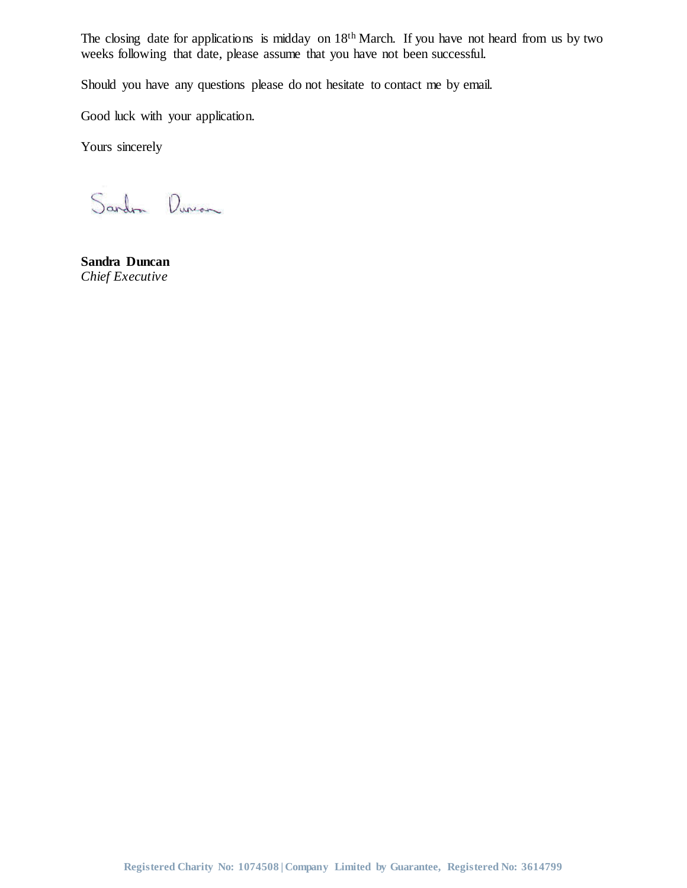The closing date for applications is midday on 18th March. If you have not heard from us by two weeks following that date, please assume that you have not been successful.

Should you have any questions please do not hesitate to contact me by email.

Good luck with your application.

Yours sincerely

Sandra Duncan

**Sandra Duncan**
*Chief Executive*

Registered Charity No: 1074508 | Company Limited by Guarantee, Registered No: 3614799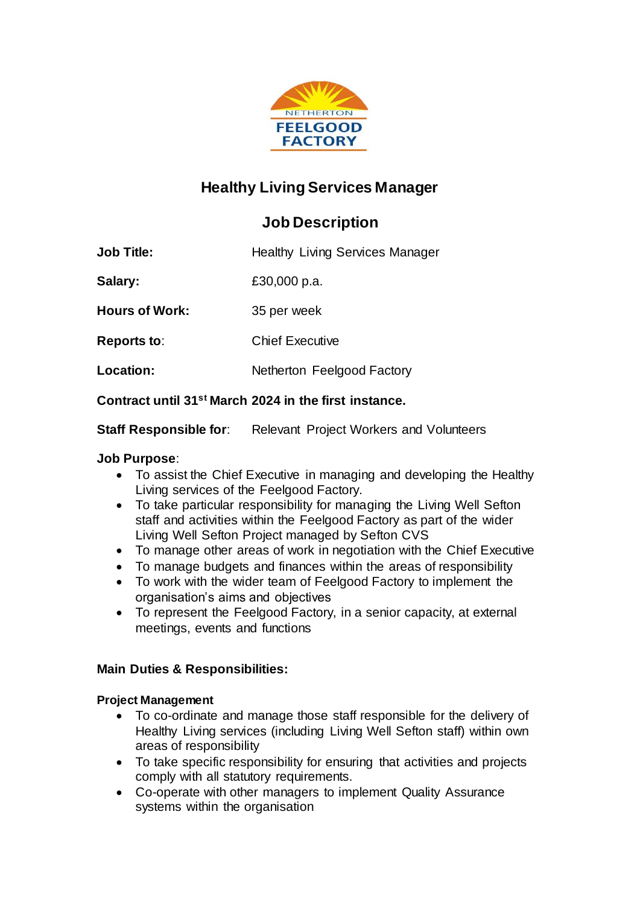NETHERTON FEELGOOD FACTORY

# Healthy Living Services Manager

## Job Description

**Job Title:** Healthy Living Services Manager

**Salary:** £30,000 p.a.

**Hours of Work:** 35 per week

**Reports to**: Chief Executive

**Location:** Netherton Feelgood Factory

**Contract until 31st March 2024 in the first instance.**

**Staff Responsible for**: Relevant Project Workers and Volunteers

**Job Purpose**:

- To assist the Chief Executive in managing and developing the Healthy Living services of the Feelgood Factory.
- To take particular responsibility for managing the Living Well Sefton staff and activities within the Feelgood Factory as part of the wider Living Well Sefton Project managed by Sefton CVS
- To manage other areas of work in negotiation with the Chief Executive
- To manage budgets and finances within the areas of responsibility
- To work with the wider team of Feelgood Factory to implement the organisation's aims and objectives
- To represent the Feelgood Factory, in a senior capacity, at external meetings, events and functions

**Main Duties & Responsibilities:**

**Project Management**

- To co-ordinate and manage those staff responsible for the delivery of Healthy Living services (including Living Well Sefton staff) within own areas of responsibility
- To take specific responsibility for ensuring that activities and projects comply with all statutory requirements.
- Co-operate with other managers to implement Quality Assurance systems within the organisation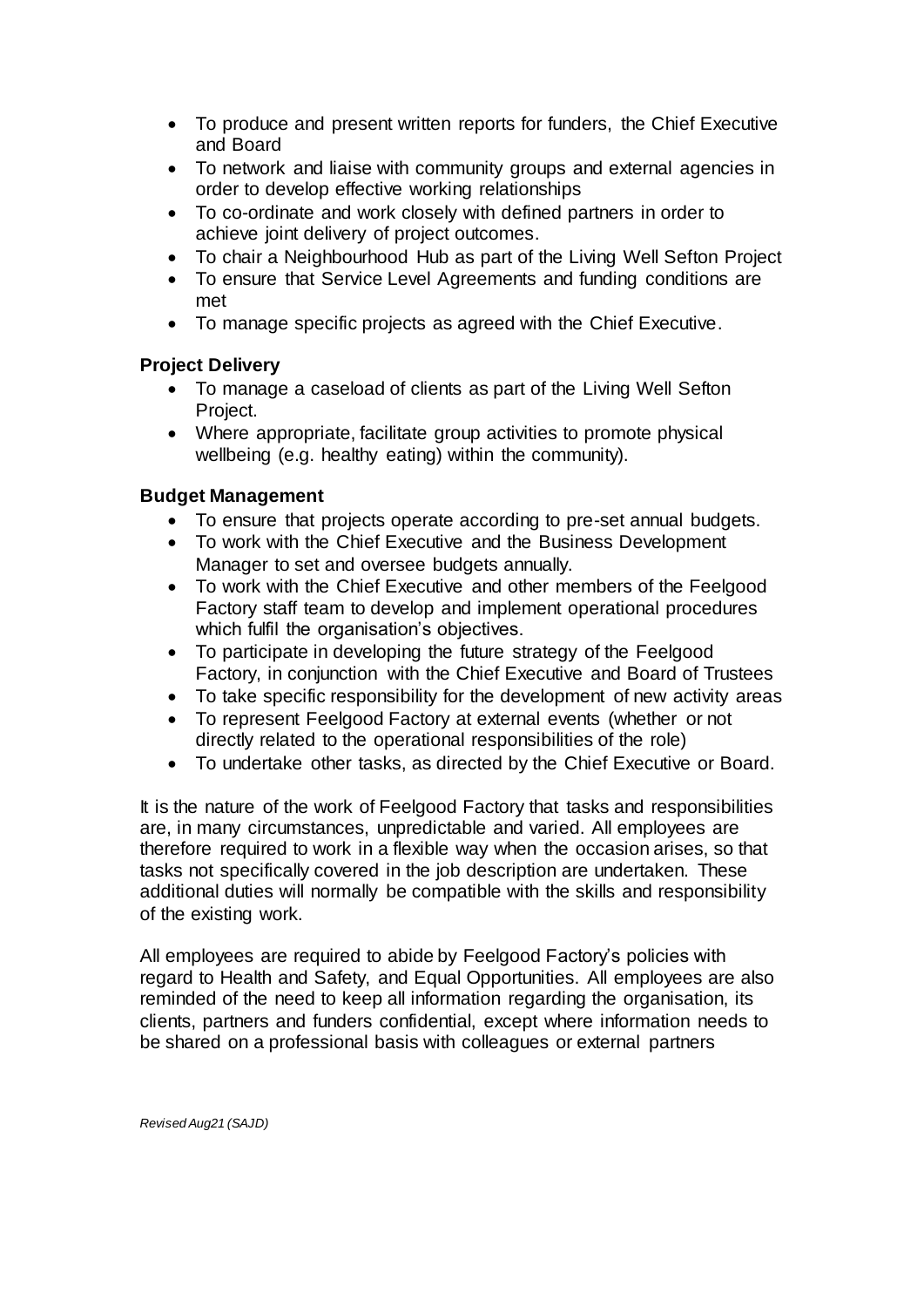- To produce and present written reports for funders, the Chief Executive and Board
- To network and liaise with community groups and external agencies in order to develop effective working relationships
- To co-ordinate and work closely with defined partners in order to achieve joint delivery of project outcomes.
- To chair a Neighbourhood Hub as part of the Living Well Sefton Project
- To ensure that Service Level Agreements and funding conditions are met
- To manage specific projects as agreed with the Chief Executive.

**Project Delivery**

- To manage a caseload of clients as part of the Living Well Sefton Project.
- Where appropriate, facilitate group activities to promote physical wellbeing (e.g. healthy eating) within the community).

**Budget Management**

- To ensure that projects operate according to pre-set annual budgets.
- To work with the Chief Executive and the Business Development Manager to set and oversee budgets annually.
- To work with the Chief Executive and other members of the Feelgood Factory staff team to develop and implement operational procedures which fulfil the organisation's objectives.
- To participate in developing the future strategy of the Feelgood Factory, in conjunction with the Chief Executive and Board of Trustees
- To take specific responsibility for the development of new activity areas
- To represent Feelgood Factory at external events (whether or not directly related to the operational responsibilities of the role)
- To undertake other tasks, as directed by the Chief Executive or Board.

It is the nature of the work of Feelgood Factory that tasks and responsibilities are, in many circumstances, unpredictable and varied. All employees are therefore required to work in a flexible way when the occasion arises, so that tasks not specifically covered in the job description are undertaken. These additional duties will normally be compatible with the skills and responsibility of the existing work.

All employees are required to abide by Feelgood Factory's policies with regard to Health and Safety, and Equal Opportunities. All employees are also reminded of the need to keep all information regarding the organisation, its clients, partners and funders confidential, except where information needs to be shared on a professional basis with colleagues or external partners

*Revised Aug21 (SAJD)*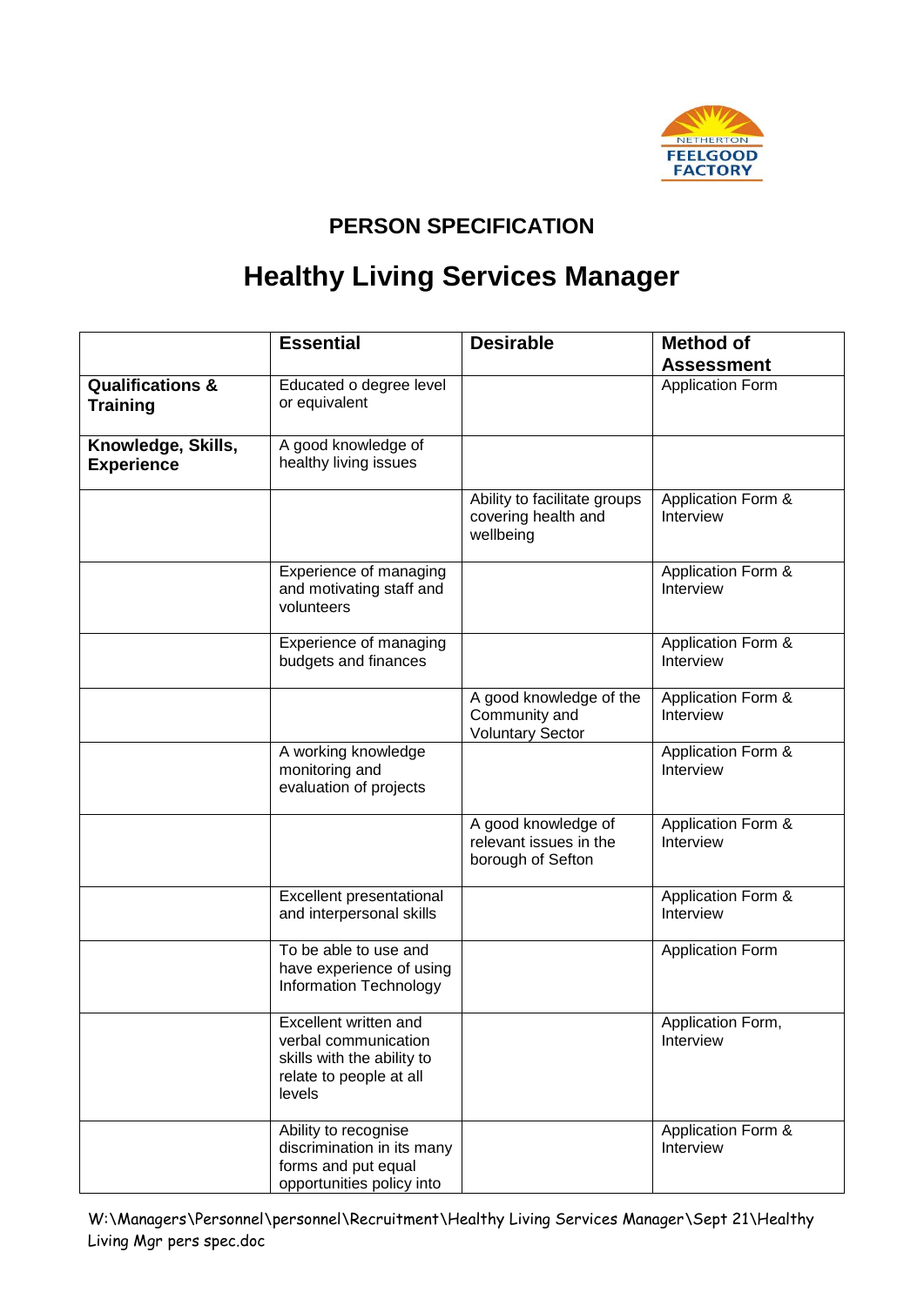NETHERTON FEELGOOD FACTORY

## PERSON SPECIFICATION

# Healthy Living Services Manager

| | Essential | Desirable | Method of Assessment |
|---|---|---|---|
| **Qualifications & Training** | Educated o degree level or equivalent | | Application Form |
| **Knowledge, Skills, Experience** | A good knowledge of healthy living issues | | |
| | | Ability to facilitate groups covering health and wellbeing | Application Form & Interview |
| | Experience of managing and motivating staff and volunteers | | Application Form & Interview |
| | Experience of managing budgets and finances | | Application Form & Interview |
| | | A good knowledge of the Community and Voluntary Sector | Application Form & Interview |
| | A working knowledge monitoring and evaluation of projects | | Application Form & Interview |
| | | A good knowledge of relevant issues in the borough of Sefton | Application Form & Interview |
| | Excellent presentational and interpersonal skills | | Application Form & Interview |
| | To be able to use and have experience of using Information Technology | | Application Form |
| | Excellent written and verbal communication skills with the ability to relate to people at all levels | | Application Form, Interview |
| | Ability to recognise discrimination in its many forms and put equal opportunities policy into | | Application Form & Interview |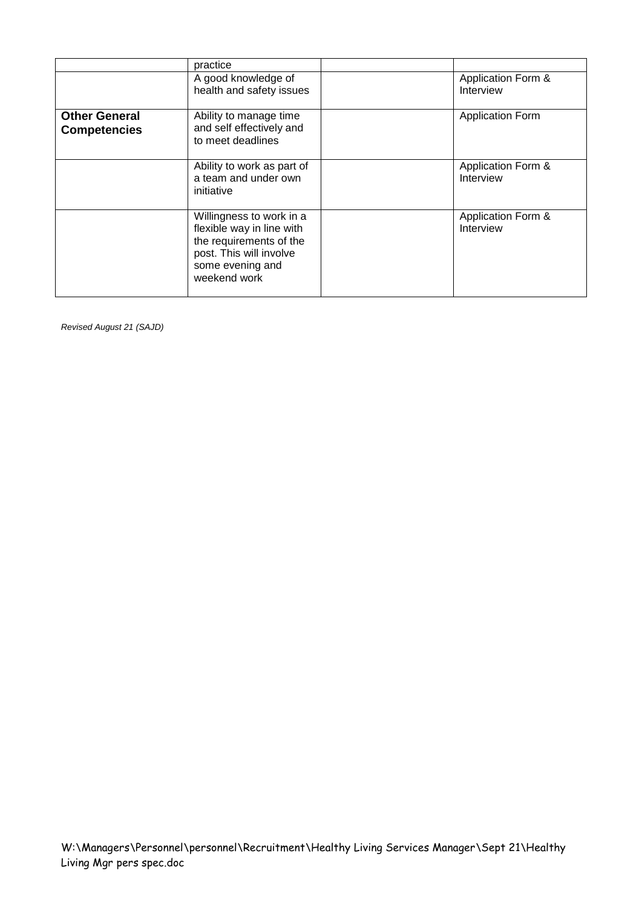| | | | |
|---|---|---|---|
| | practice | | |
| | A good knowledge of health and safety issues | | Application Form & Interview |
| **Other General Competencies** | Ability to manage time and self effectively and to meet deadlines | | Application Form |
| | Ability to work as part of a team and under own initiative | | Application Form & Interview |
| | Willingness to work in a flexible way in line with the requirements of the post. This will involve some evening and weekend work | | Application Form & Interview |

*Revised August 21 (SAJD)*

W:\Managers\Personnel\personnel\Recruitment\Healthy Living Services Manager\Sept 21\Healthy Living Mgr pers spec.doc